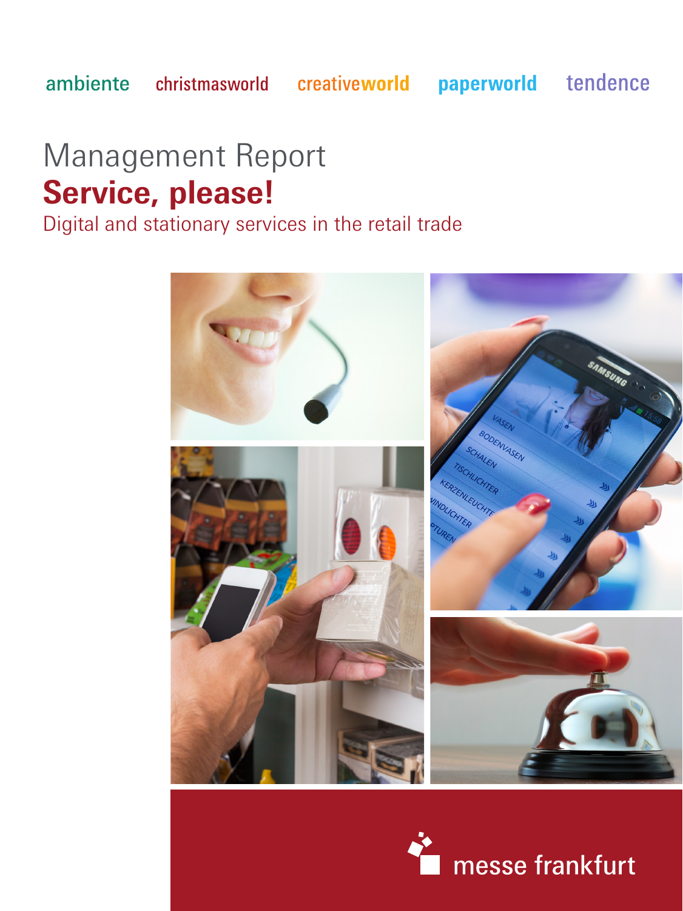ambiente christmasworld creativeworld paperworld tendence

# Management Report

## Service, please!

Digital and stationary services in the retail trade

messe frankfurt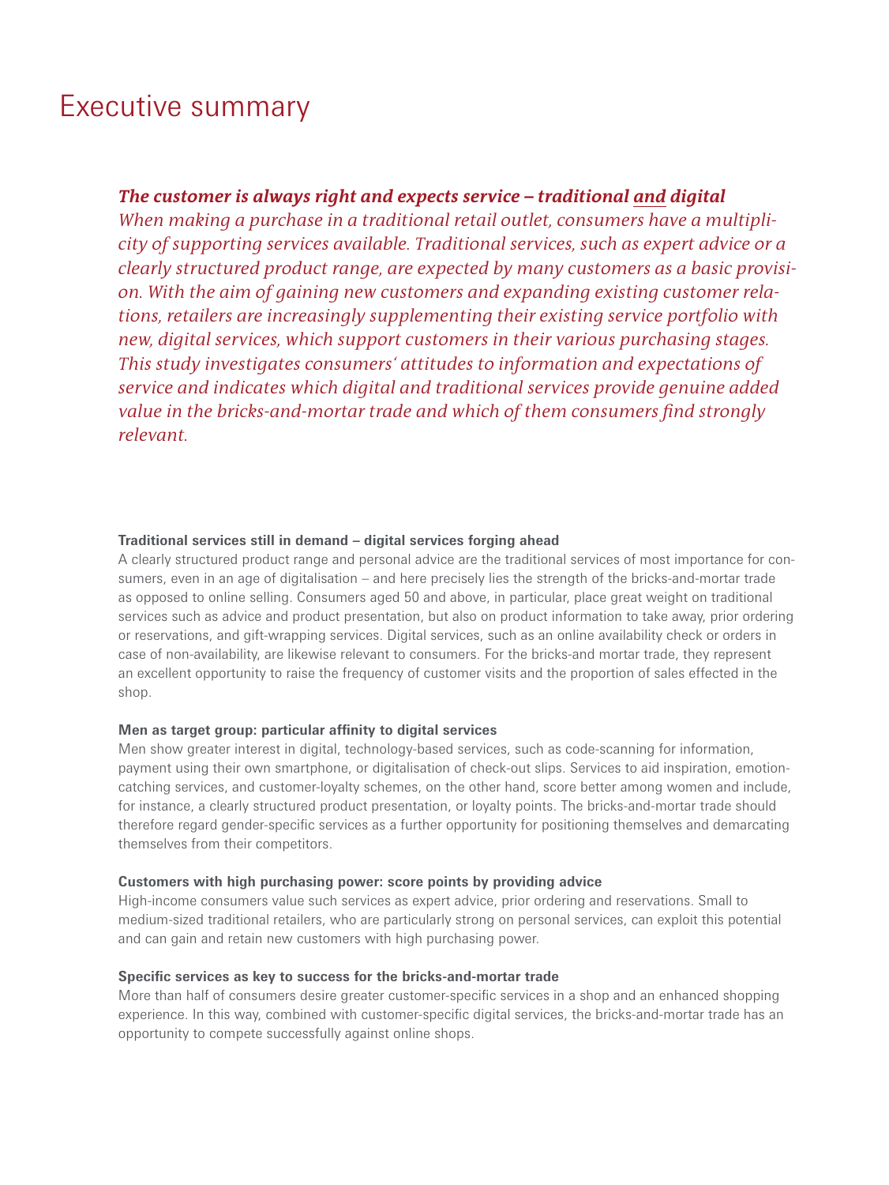# Executive summary

***The customer is always right and expects service – traditional and digital***

*When making a purchase in a traditional retail outlet, consumers have a multiplicity of supporting services available. Traditional services, such as expert advice or a clearly structured product range, are expected by many customers as a basic provision. With the aim of gaining new customers and expanding existing customer relations, retailers are increasingly supplementing their existing service portfolio with new, digital services, which support customers in their various purchasing stages. This study investigates consumers' attitudes to information and expectations of service and indicates which digital and traditional services provide genuine added value in the bricks-and-mortar trade and which of them consumers find strongly relevant.*

**Traditional services still in demand – digital services forging ahead**

A clearly structured product range and personal advice are the traditional services of most importance for consumers, even in an age of digitalisation – and here precisely lies the strength of the bricks-and-mortar trade as opposed to online selling. Consumers aged 50 and above, in particular, place great weight on traditional services such as advice and product presentation, but also on product information to take away, prior ordering or reservations, and gift-wrapping services. Digital services, such as an online availability check or orders in case of non-availability, are likewise relevant to consumers. For the bricks-and mortar trade, they represent an excellent opportunity to raise the frequency of customer visits and the proportion of sales effected in the shop.

**Men as target group: particular affinity to digital services**

Men show greater interest in digital, technology-based services, such as code-scanning for information, payment using their own smartphone, or digitalisation of check-out slips. Services to aid inspiration, emotion-catching services, and customer-loyalty schemes, on the other hand, score better among women and include, for instance, a clearly structured product presentation, or loyalty points. The bricks-and-mortar trade should therefore regard gender-specific services as a further opportunity for positioning themselves and demarcating themselves from their competitors.

**Customers with high purchasing power: score points by providing advice**

High-income consumers value such services as expert advice, prior ordering and reservations. Small to medium-sized traditional retailers, who are particularly strong on personal services, can exploit this potential and can gain and retain new customers with high purchasing power.

**Specific services as key to success for the bricks-and-mortar trade**

More than half of consumers desire greater customer-specific services in a shop and an enhanced shopping experience. In this way, combined with customer-specific digital services, the bricks-and-mortar trade has an opportunity to compete successfully against online shops.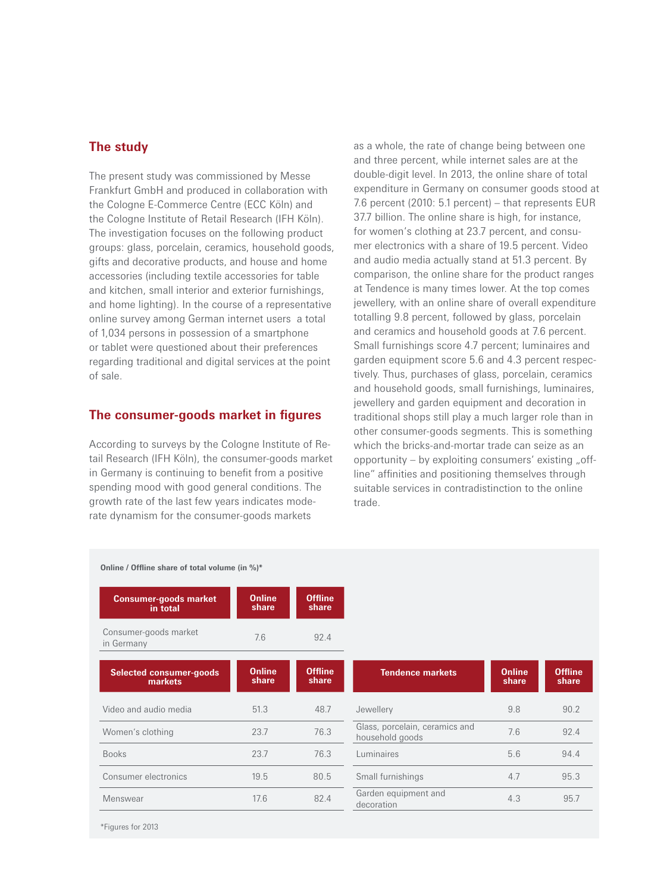## The study

The present study was commissioned by Messe Frankfurt GmbH and produced in collaboration with the Cologne E-Commerce Centre (ECC Köln) and the Cologne Institute of Retail Research (IFH Köln). The investigation focuses on the following product groups: glass, porcelain, ceramics, household goods, gifts and decorative products, and house and home accessories (including textile accessories for table and kitchen, small interior and exterior furnishings, and home lighting). In the course of a representative online survey among German internet users a total of 1,034 persons in possession of a smartphone or tablet were questioned about their preferences regarding traditional and digital services at the point of sale.

## The consumer-goods market in figures

According to surveys by the Cologne Institute of Retail Research (IFH Köln), the consumer-goods market in Germany is continuing to benefit from a positive spending mood with good general conditions. The growth rate of the last few years indicates moderate dynamism for the consumer-goods markets as a whole, the rate of change being between one and three percent, while internet sales are at the double-digit level. In 2013, the online share of total expenditure in Germany on consumer goods stood at 7.6 percent (2010: 5.1 percent) – that represents EUR 37.7 billion. The online share is high, for instance, for women's clothing at 23.7 percent, and consumer electronics with a share of 19.5 percent. Video and audio media actually stand at 51.3 percent. By comparison, the online share for the product ranges at Tendence is many times lower. At the top comes jewellery, with an online share of overall expenditure totalling 9.8 percent, followed by glass, porcelain and ceramics and household goods at 7.6 percent. Small furnishings score 4.7 percent; luminaires and garden equipment score 5.6 and 4.3 percent respectively. Thus, purchases of glass, porcelain, ceramics and household goods, small furnishings, luminaires, jewellery and garden equipment and decoration in traditional shops still play a much larger role than in other consumer-goods segments. This is something which the bricks-and-mortar trade can seize as an opportunity – by exploiting consumers' existing „offline" affinities and positioning themselves through suitable services in contradistinction to the online trade.

**Online / Offline share of total volume (in %)***

| Consumer-goods market in total | Online share | Offline share |
|---|---|---|
| Consumer-goods market in Germany | 7.6 | 92.4 |

| Selected consumer-goods markets | Online share | Offline share |
|---|---|---|
| Video and audio media | 51.3 | 48.7 |
| Women's clothing | 23.7 | 76.3 |
| Books | 23.7 | 76.3 |
| Consumer electronics | 19.5 | 80.5 |
| Menswear | 17.6 | 82.4 |

| Tendence markets | Online share | Offline share |
|---|---|---|
| Jewellery | 9.8 | 90.2 |
| Glass, porcelain, ceramics and household goods | 7.6 | 92.4 |
| Luminaires | 5.6 | 94.4 |
| Small furnishings | 4.7 | 95.3 |
| Garden equipment and decoration | 4.3 | 95.7 |

*Figures for 2013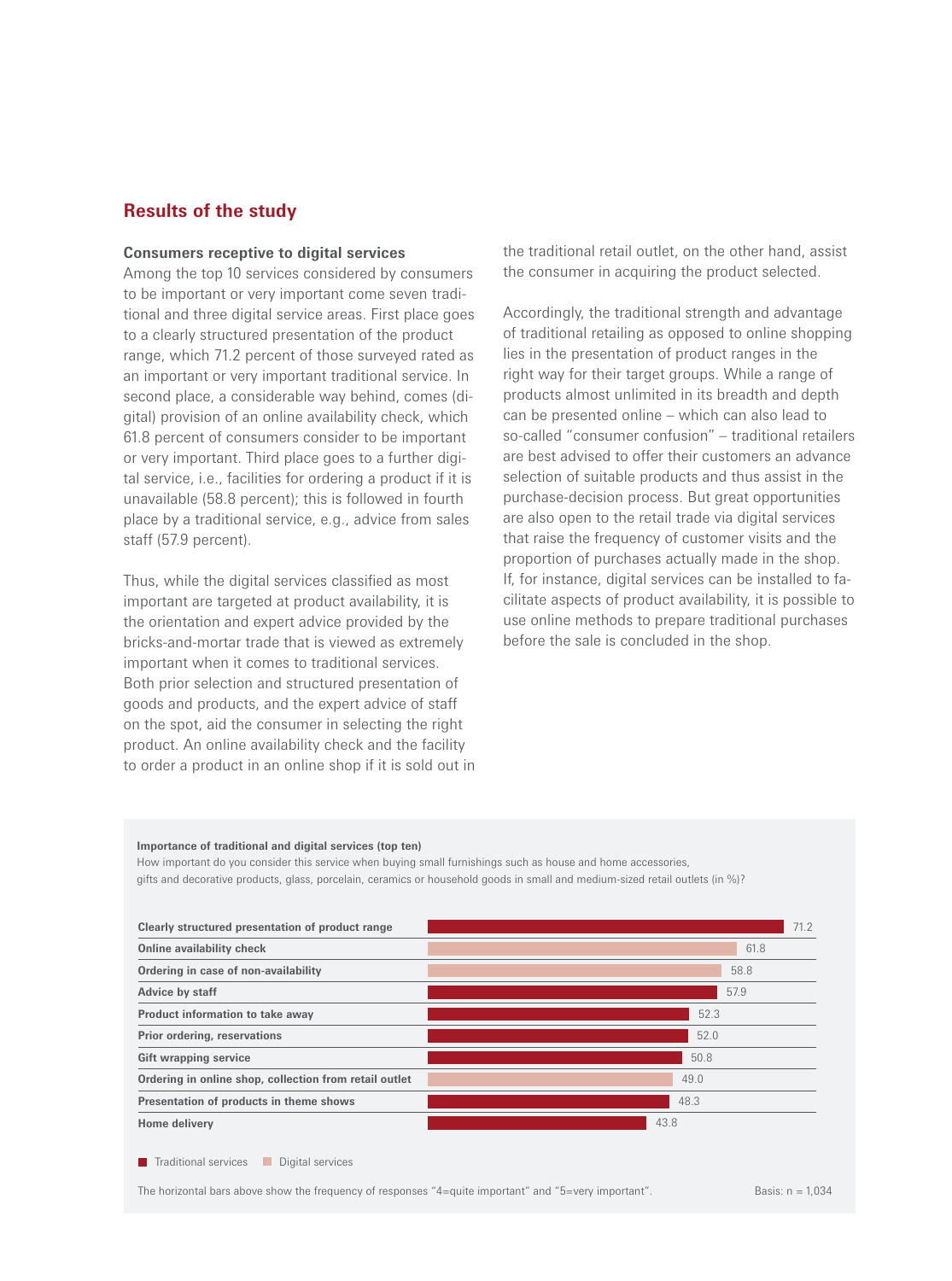## Results of the study

**Consumers receptive to digital services**

Among the top 10 services considered by consumers to be important or very important come seven traditional and three digital service areas. First place goes to a clearly structured presentation of the product range, which 71.2 percent of those surveyed rated as an important or very important traditional service. In second place, a considerable way behind, comes (digital) provision of an online availability check, which 61.8 percent of consumers consider to be important or very important. Third place goes to a further digital service, i.e., facilities for ordering a product if it is unavailable (58.8 percent); this is followed in fourth place by a traditional service, e.g., advice from sales staff (57.9 percent).

Thus, while the digital services classified as most important are targeted at product availability, it is the orientation and expert advice provided by the bricks-and-mortar trade that is viewed as extremely important when it comes to traditional services. Both prior selection and structured presentation of goods and products, and the expert advice of staff on the spot, aid the consumer in selecting the right product. An online availability check and the facility to order a product in an online shop if it is sold out in the traditional retail outlet, on the other hand, assist the consumer in acquiring the product selected.

Accordingly, the traditional strength and advantage of traditional retailing as opposed to online shopping lies in the presentation of product ranges in the right way for their target groups. While a range of products almost unlimited in its breadth and depth can be presented online – which can also lead to so-called "consumer confusion" – traditional retailers are best advised to offer their customers an advance selection of suitable products and thus assist in the purchase-decision process. But great opportunities are also open to the retail trade via digital services that raise the frequency of customer visits and the proportion of purchases actually made in the shop. If, for instance, digital services can be installed to facilitate aspects of product availability, it is possible to use online methods to prepare traditional purchases before the sale is concluded in the shop.

**Importance of traditional and digital services (top ten)**

How important do you consider this service when buying small furnishings such as house and home accessories, gifts and decorative products, glass, porcelain, ceramics or household goods in small and medium-sized retail outlets (in %)?

| Service | Type | % |
|---|---|---|
| Clearly structured presentation of product range | Traditional services | 71.2 |
| Online availability check | Digital services | 61.8 |
| Ordering in case of non-availability | Digital services | 58.8 |
| Advice by staff | Traditional services | 57.9 |
| Product information to take away | Traditional services | 52.3 |
| Prior ordering, reservations | Traditional services | 52.0 |
| Gift wrapping service | Traditional services | 50.8 |
| Ordering in online shop, collection from retail outlet | Digital services | 49.0 |
| Presentation of products in theme shows | Traditional services | 48.3 |
| Home delivery | Traditional services | 43.8 |

The horizontal bars above show the frequency of responses "4=quite important" and "5=very important". Basis: n = 1,034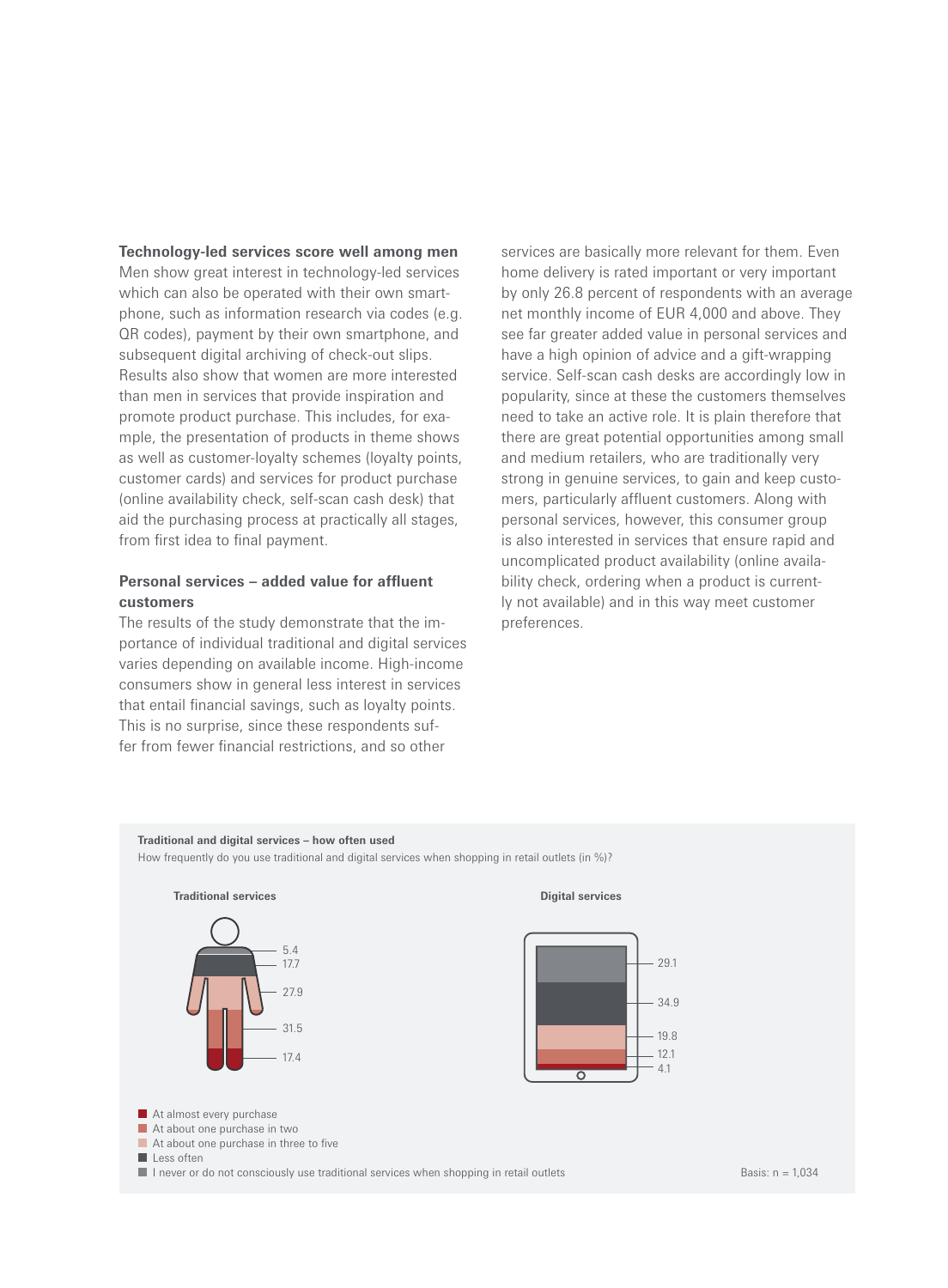### Technology-led services score well among men

Men show great interest in technology-led services which can also be operated with their own smartphone, such as information research via codes (e.g. QR codes), payment by their own smartphone, and subsequent digital archiving of check-out slips. Results also show that women are more interested than men in services that provide inspiration and promote product purchase. This includes, for example, the presentation of products in theme shows as well as customer-loyalty schemes (loyalty points, customer cards) and services for product purchase (online availability check, self-scan cash desk) that aid the purchasing process at practically all stages, from first idea to final payment.

### Personal services – added value for affluent customers

The results of the study demonstrate that the importance of individual traditional and digital services varies depending on available income. High-income consumers show in general less interest in services that entail financial savings, such as loyalty points. This is no surprise, since these respondents suffer from fewer financial restrictions, and so other services are basically more relevant for them. Even home delivery is rated important or very important by only 26.8 percent of respondents with an average net monthly income of EUR 4,000 and above. They see far greater added value in personal services and have a high opinion of advice and a gift-wrapping service. Self-scan cash desks are accordingly low in popularity, since at these the customers themselves need to take an active role. It is plain therefore that there are great potential opportunities among small and medium retailers, who are traditionally very strong in genuine services, to gain and keep customers, particularly affluent customers. Along with personal services, however, this consumer group is also interested in services that ensure rapid and uncomplicated product availability (online availability check, ordering when a product is currently not available) and in this way meet customer preferences.

**Traditional and digital services – how often used**

How frequently do you use traditional and digital services when shopping in retail outlets (in %)?

| | Traditional services | Digital services |
|---|---|---|
| At almost every purchase | 17.4 | 4.1 |
| At about one purchase in two | 31.5 | 12.1 |
| At about one purchase in three to five | 27.9 | 19.8 |
| Less often | 17.7 | 34.9 |
| I never or do not consciously use traditional services when shopping in retail outlets | 5.4 | 29.1 |

Basis: n = 1,034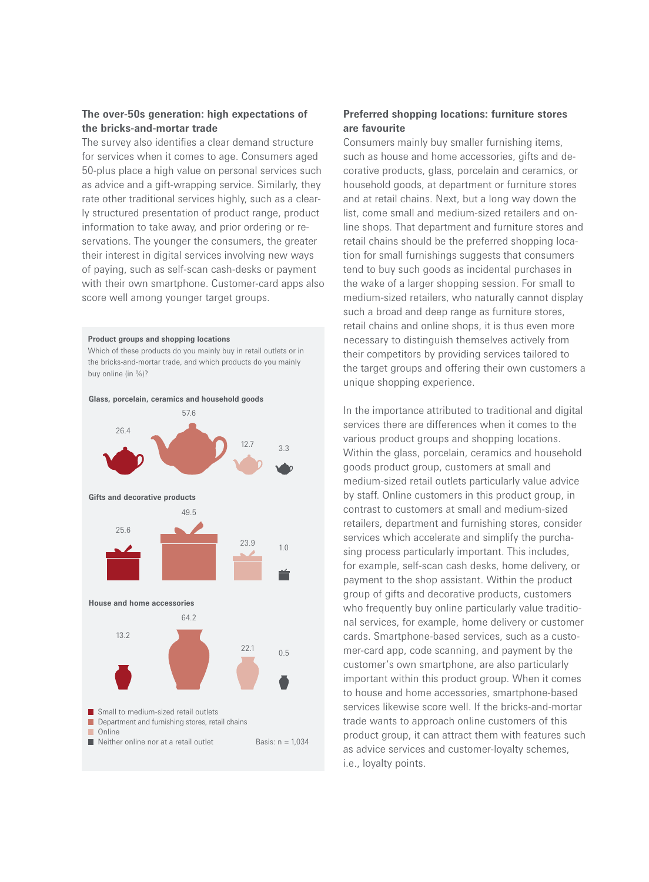## The over-50s generation: high expectations of the bricks-and-mortar trade

The survey also identifies a clear demand structure for services when it comes to age. Consumers aged 50-plus place a high value on personal services such as advice and a gift-wrapping service. Similarly, they rate other traditional services highly, such as a clearly structured presentation of product range, product information to take away, and prior ordering or reservations. The younger the consumers, the greater their interest in digital services involving new ways of paying, such as self-scan cash-desks or payment with their own smartphone. Customer-card apps also score well among younger target groups.

**Product groups and shopping locations**

Which of these products do you mainly buy in retail outlets or in the bricks-and-mortar trade, and which products do you mainly buy online (in %)?

| Product group | Small to medium-sized retail outlets | Department and furnishing stores, retail chains | Online | Neither online nor at a retail outlet |
|---|---|---|---|---|
| Glass, porcelain, ceramics and household goods | 26.4 | 57.6 | 12.7 | 3.3 |
| Gifts and decorative products | 25.6 | 49.5 | 23.9 | 1.0 |
| House and home accessories | 13.2 | 64.2 | 22.1 | 0.5 |

Basis: n = 1,034

## Preferred shopping locations: furniture stores are favourite

Consumers mainly buy smaller furnishing items, such as house and home accessories, gifts and decorative products, glass, porcelain and ceramics, or household goods, at department or furniture stores and at retail chains. Next, but a long way down the list, come small and medium-sized retailers and online shops. That department and furniture stores and retail chains should be the preferred shopping location for small furnishings suggests that consumers tend to buy such goods as incidental purchases in the wake of a larger shopping session. For small to medium-sized retailers, who naturally cannot display such a broad and deep range as furniture stores, retail chains and online shops, it is thus even more necessary to distinguish themselves actively from their competitors by providing services tailored to the target groups and offering their own customers a unique shopping experience.

In the importance attributed to traditional and digital services there are differences when it comes to the various product groups and shopping locations. Within the glass, porcelain, ceramics and household goods product group, customers at small and medium-sized retail outlets particularly value advice by staff. Online customers in this product group, in contrast to customers at small and medium-sized retailers, department and furnishing stores, consider services which accelerate and simplify the purchasing process particularly important. This includes, for example, self-scan cash desks, home delivery, or payment to the shop assistant. Within the product group of gifts and decorative products, customers who frequently buy online particularly value traditional services, for example, home delivery or customer cards. Smartphone-based services, such as a customer-card app, code scanning, and payment by the customer's own smartphone, are also particularly important within this product group. When it comes to house and home accessories, smartphone-based services likewise score well. If the bricks-and-mortar trade wants to approach online customers of this product group, it can attract them with features such as advice services and customer-loyalty schemes, i.e., loyalty points.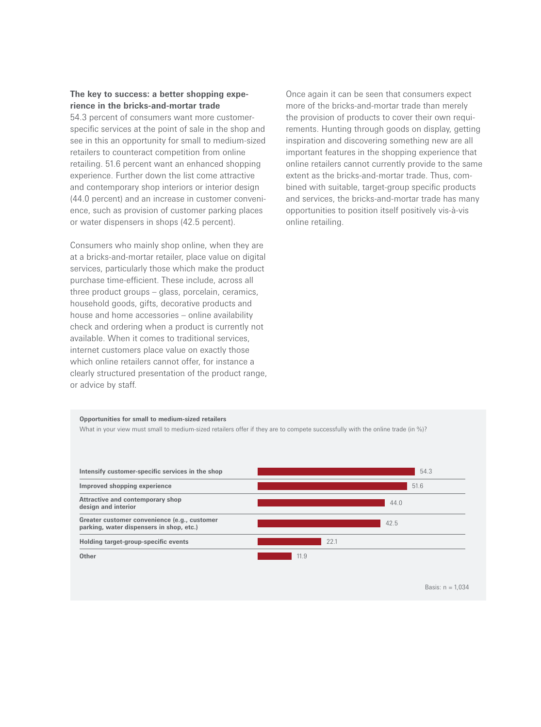### The key to success: a better shopping experience in the bricks-and-mortar trade

54.3 percent of consumers want more customer-specific services at the point of sale in the shop and see in this an opportunity for small to medium-sized retailers to counteract competition from online retailing. 51.6 percent want an enhanced shopping experience. Further down the list come attractive and contemporary shop interiors or interior design (44.0 percent) and an increase in customer convenience, such as provision of customer parking places or water dispensers in shops (42.5 percent).

Consumers who mainly shop online, when they are at a bricks-and-mortar retailer, place value on digital services, particularly those which make the product purchase time-efficient. These include, across all three product groups – glass, porcelain, ceramics, household goods, gifts, decorative products and house and home accessories – online availability check and ordering when a product is currently not available. When it comes to traditional services, internet customers place value on exactly those which online retailers cannot offer, for instance a clearly structured presentation of the product range, or advice by staff.

Once again it can be seen that consumers expect more of the bricks-and-mortar trade than merely the provision of products to cover their own requirements. Hunting through goods on display, getting inspiration and discovering something new are all important features in the shopping experience that online retailers cannot currently provide to the same extent as the bricks-and-mortar trade. Thus, combined with suitable, target-group specific products and services, the bricks-and-mortar trade has many opportunities to position itself positively vis-à-vis online retailing.

**Opportunities for small to medium-sized retailers**

What in your view must small to medium-sized retailers offer if they are to compete successfully with the online trade (in %)?

| Option | % |
|---|---|
| Intensify customer-specific services in the shop | 54.3 |
| Improved shopping experience | 51.6 |
| Attractive and contemporary shop design and interior | 44.0 |
| Greater customer convenience (e.g., customer parking, water dispensers in shop, etc.) | 42.5 |
| Holding target-group-specific events | 22.1 |
| Other | 11.9 |

Basis: n = 1,034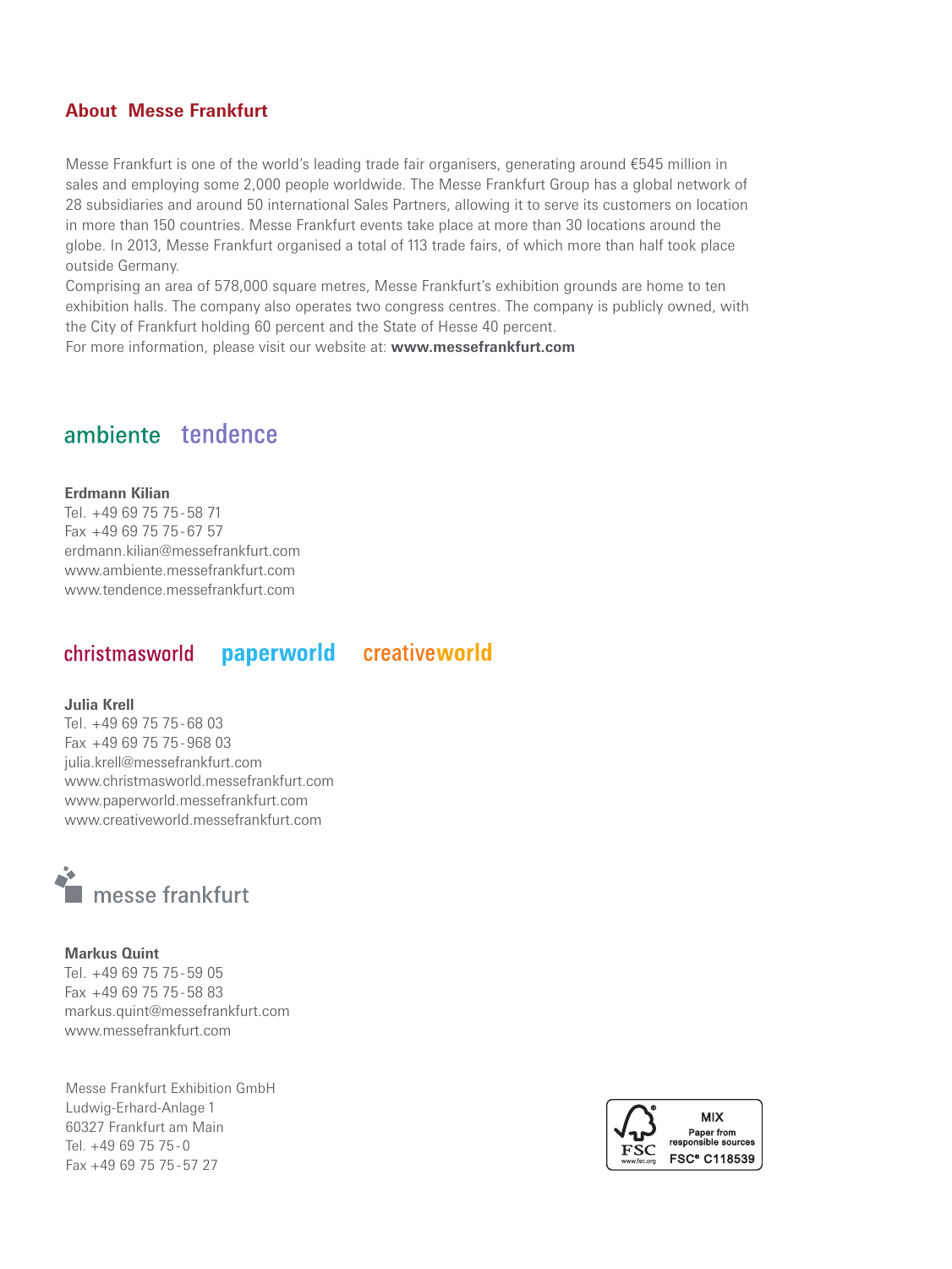## About Messe Frankfurt

Messe Frankfurt is one of the world's leading trade fair organisers, generating around €545 million in sales and employing some 2,000 people worldwide. The Messe Frankfurt Group has a global network of 28 subsidiaries and around 50 international Sales Partners, allowing it to serve its customers on location in more than 150 countries. Messe Frankfurt events take place at more than 30 locations around the globe. In 2013, Messe Frankfurt organised a total of 113 trade fairs, of which more than half took place outside Germany.
Comprising an area of 578,000 square metres, Messe Frankfurt's exhibition grounds are home to ten exhibition halls. The company also operates two congress centres. The company is publicly owned, with the City of Frankfurt holding 60 percent and the State of Hesse 40 percent.
For more information, please visit our website at: **www.messefrankfurt.com**

ambiente tendence

**Erdmann Kilian**
Tel. +49 69 75 75 - 58 71
Fax +49 69 75 75 - 67 57
erdmann.kilian@messefrankfurt.com
www.ambiente.messefrankfurt.com
www.tendence.messefrankfurt.com

christmasworld paperworld creativeworld

**Julia Krell**
Tel. +49 69 75 75 - 68 03
Fax +49 69 75 75 - 968 03
julia.krell@messefrankfurt.com
www.christmasworld.messefrankfurt.com
www.paperworld.messefrankfurt.com
www.creativeworld.messefrankfurt.com

messe frankfurt

**Markus Quint**
Tel. +49 69 75 75 - 59 05
Fax +49 69 75 75 - 58 83
markus.quint@messefrankfurt.com
www.messefrankfurt.com

Messe Frankfurt Exhibition GmbH
Ludwig-Erhard-Anlage 1
60327 Frankfurt am Main
Tel. +49 69 75 75 - 0
Fax +49 69 75 75 - 57 27

FSC www.fsc.org MIX Paper from responsible sources FSC® C118539